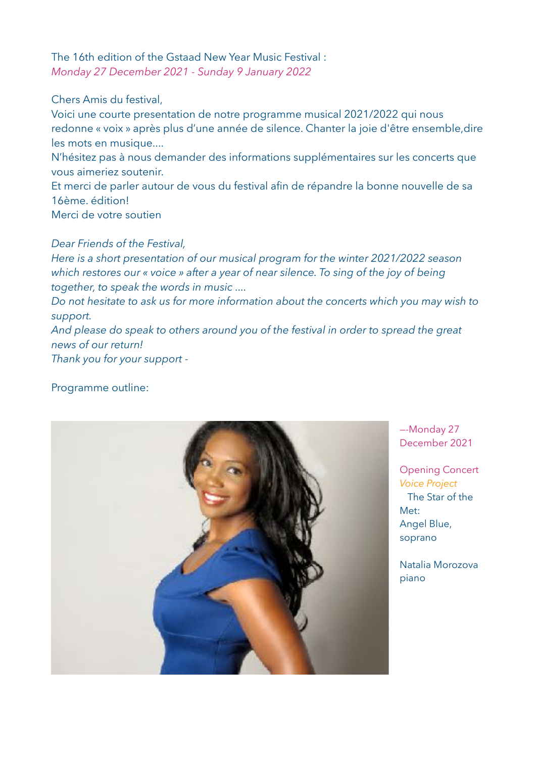The 16th edition of the Gstaad New Year Music Festival :
*Monday 27 December 2021 - Sunday 9 January 2022*

Chers Amis du festival,
Voici une courte presentation de notre programme musical 2021/2022 qui nous redonne « voix » après plus d'une année de silence. Chanter la joie d'être ensemble,dire les mots en musique....
N'hésitez pas à nous demander des informations supplémentaires sur les concerts que vous aimeriez soutenir.
Et merci de parler autour de vous du festival afin de répandre la bonne nouvelle de sa 16ème. édition!
Merci de votre soutien

*Dear Friends of the Festival,*
*Here is a short presentation of our musical program for the winter 2021/2022 season which restores our « voice » after a year of near silence. To sing of the joy of being together, to speak the words in music ....*
*Do not hesitate to ask us for more information about the concerts which you may wish to support.*
*And please do speak to others around you of the festival in order to spread the great news of our return!*
*Thank you for your support -*

Programme outline:

—-Monday 27 December 2021

Opening Concert
*Voice Project*
The Star of the Met:
Angel Blue, soprano

Natalia Morozova piano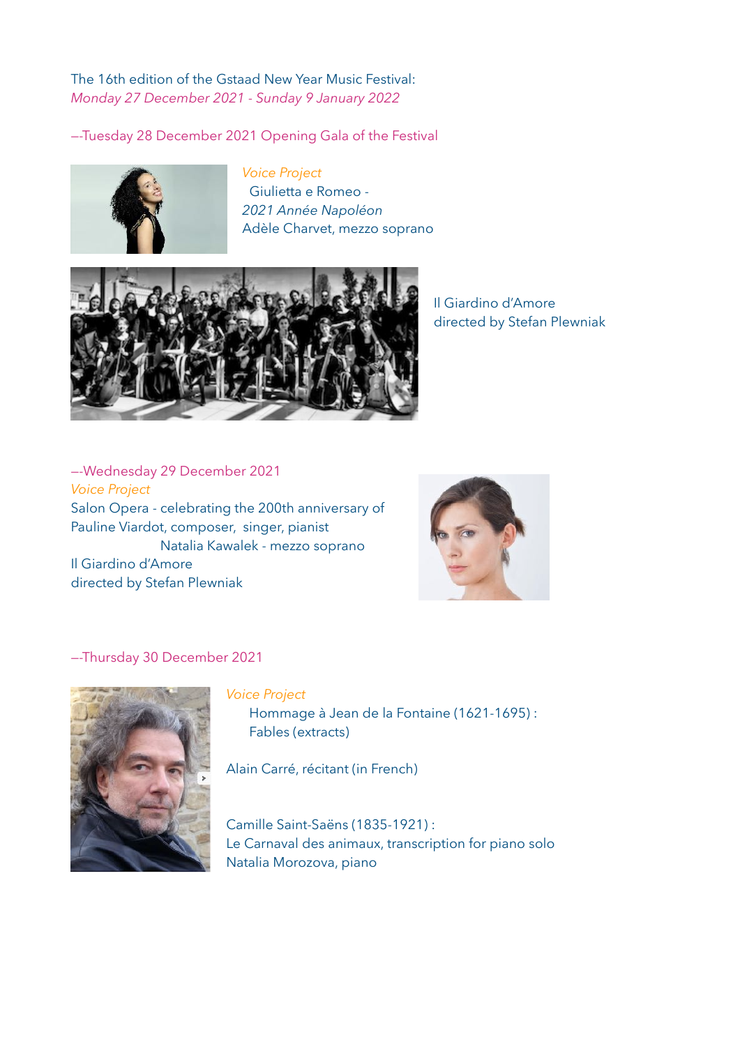The 16th edition of the Gstaad New Year Music Festival:
*Monday 27 December 2021 - Sunday 9 January 2022*

—-Tuesday 28 December 2021 Opening Gala of the Festival

*Voice Project*
Giulietta e Romeo -
*2021 Année Napoléon*
Adèle Charvet, mezzo soprano

Il Giardino d'Amore
directed by Stefan Plewniak

—-Wednesday 29 December 2021
*Voice Project*
Salon Opera - celebrating the 200th anniversary of
Pauline Viardot, composer, singer, pianist
Natalia Kawalek - mezzo soprano
Il Giardino d'Amore
directed by Stefan Plewniak

—-Thursday 30 December 2021

*Voice Project*
Hommage à Jean de la Fontaine (1621-1695) :
Fables (extracts)

Alain Carré, récitant (in French)

Camille Saint-Saëns (1835-1921) :
Le Carnaval des animaux, transcription for piano solo
Natalia Morozova, piano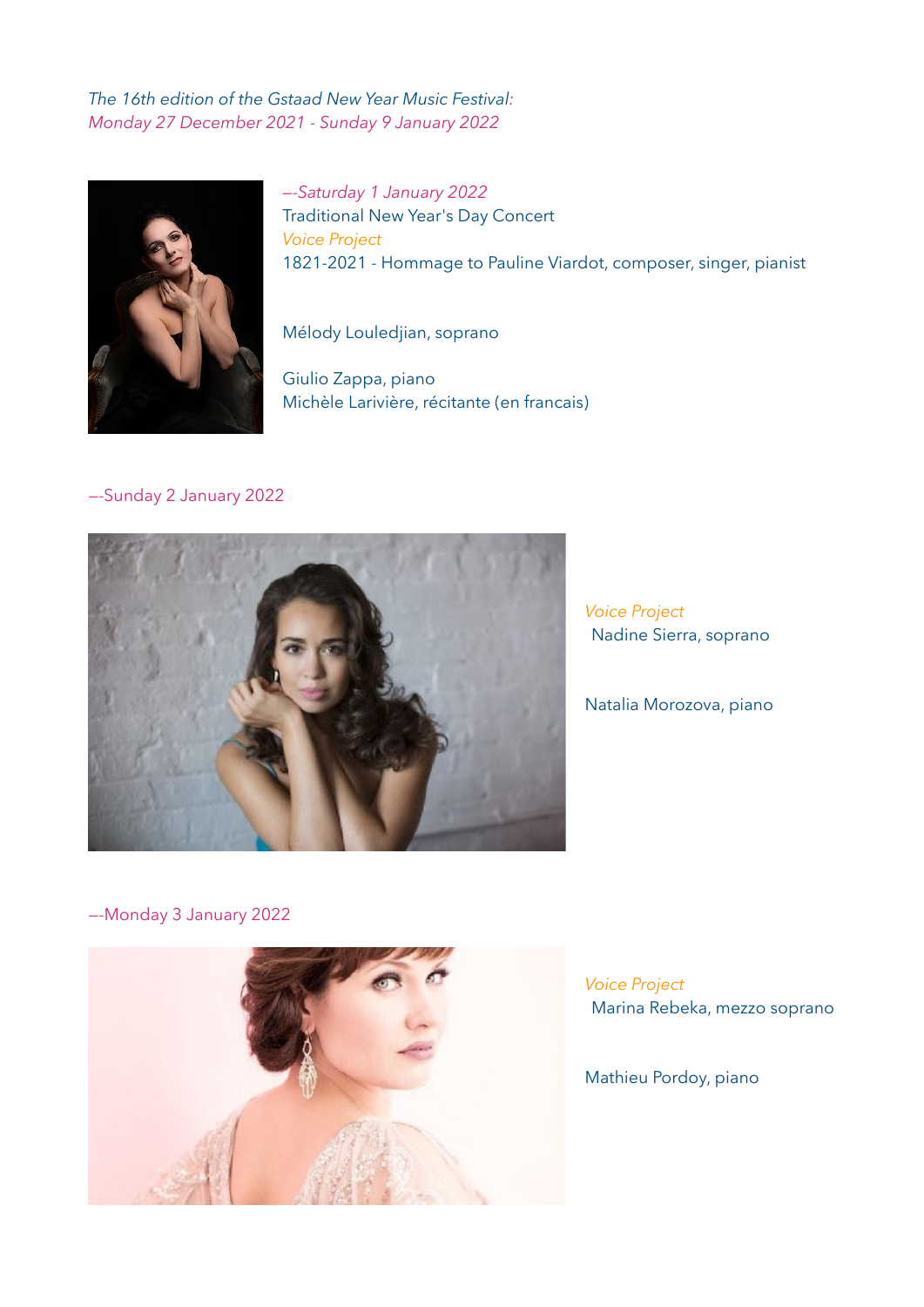*The 16th edition of the Gstaad New Year Music Festival:*
*Monday 27 December 2021 - Sunday 9 January 2022*

*—-Saturday 1 January 2022*

Traditional New Year's Day Concert

*Voice Project*

1821-2021 - Hommage to Pauline Viardot, composer, singer, pianist

Mélody Louledjian, soprano

Giulio Zappa, piano

Michèle Larivière, récitante (en francais)

—-Sunday 2 January 2022

*Voice Project*

Nadine Sierra, soprano

Natalia Morozova, piano

—-Monday 3 January 2022

*Voice Project*

Marina Rebeka, mezzo soprano

Mathieu Pordoy, piano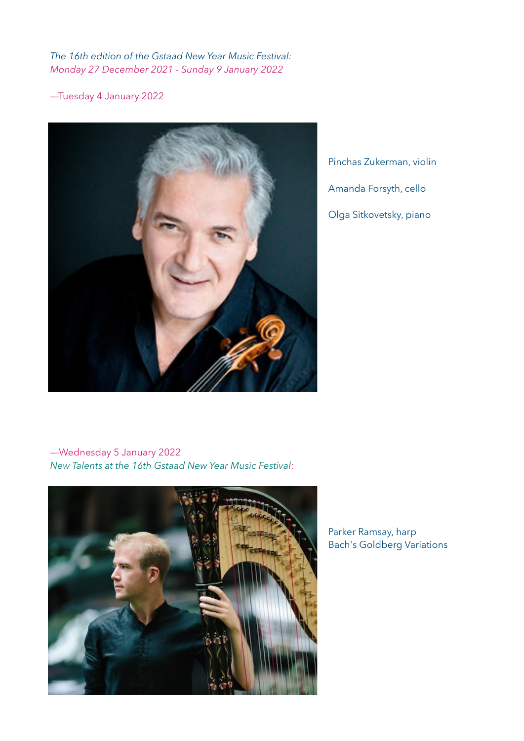*The 16th edition of the Gstaad New Year Music Festival:*
*Monday 27 December 2021 - Sunday 9 January 2022*

—-Tuesday 4 January 2022

Pinchas Zukerman, violin

Amanda Forsyth, cello

Olga Sitkovetsky, piano

—-Wednesday 5 January 2022
*New Talents at the 16th Gstaad New Year Music Festival*:

Parker Ramsay, harp
Bach's Goldberg Variations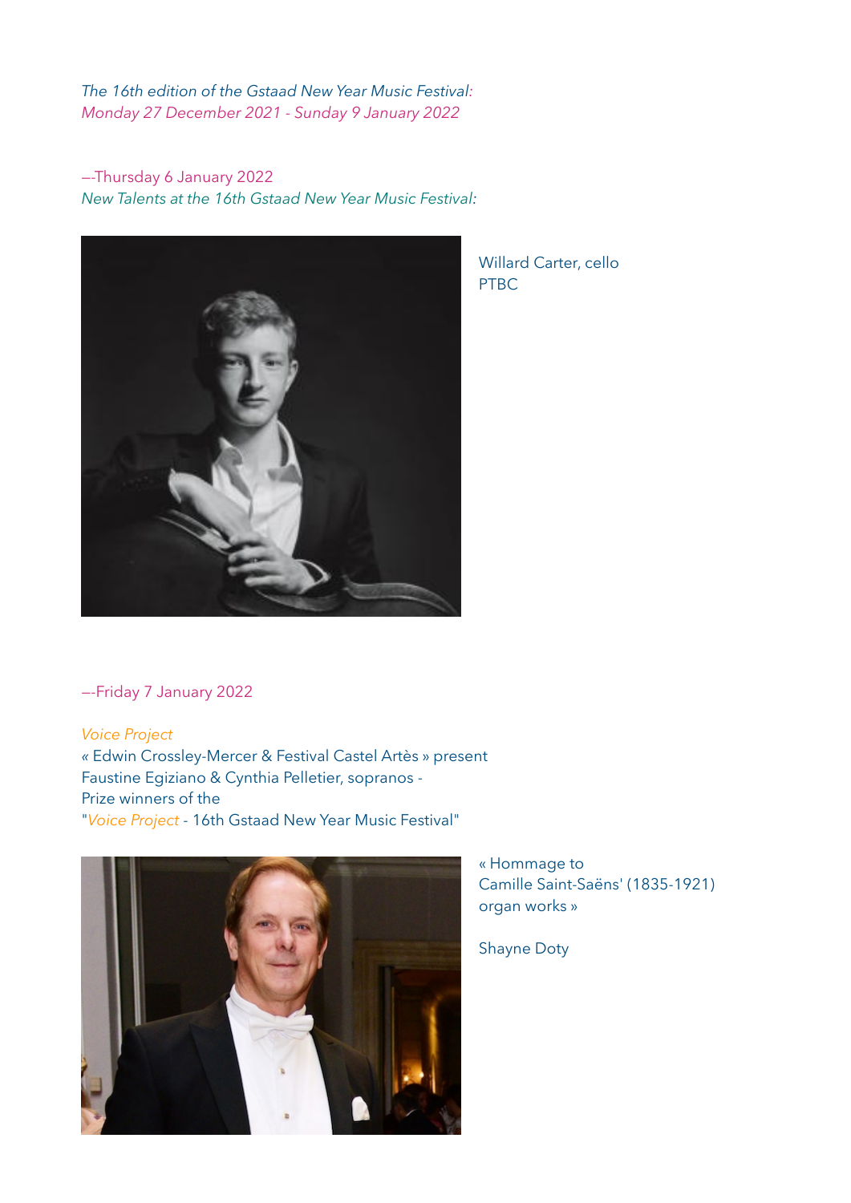*The 16th edition of the Gstaad New Year Music Festival:*
*Monday 27 December 2021 - Sunday 9 January 2022*

—-Thursday 6 January 2022
*New Talents at the 16th Gstaad New Year Music Festival:*

Willard Carter, cello
PTBC

—-Friday 7 January 2022

*Voice Project*
« Edwin Crossley-Mercer & Festival Castel Artès » present
Faustine Egiziano & Cynthia Pelletier, sopranos -
Prize winners of the
"*Voice Project* - 16th Gstaad New Year Music Festival"

« Hommage to
Camille Saint-Saëns' (1835-1921)
organ works »

Shayne Doty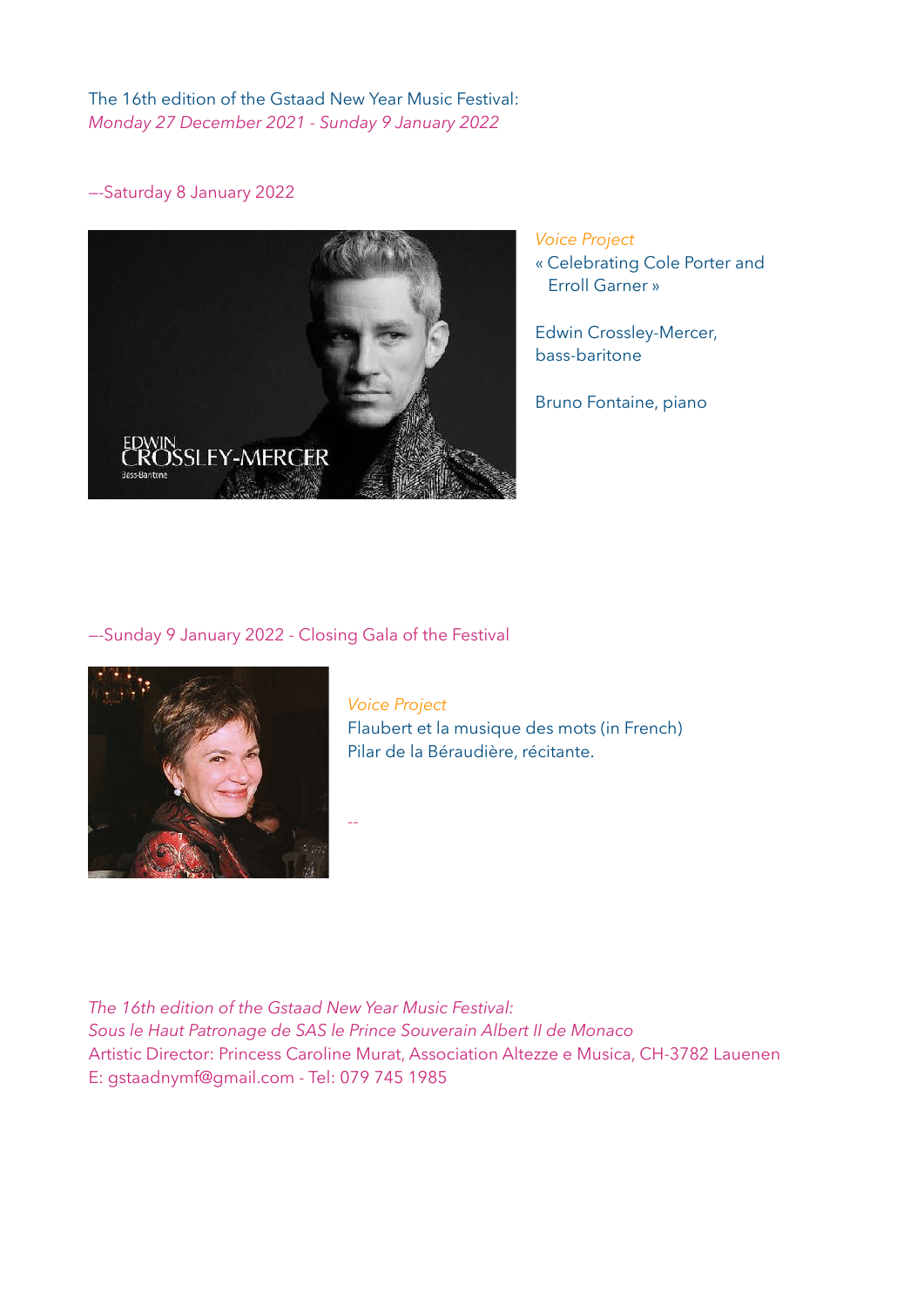The 16th edition of the Gstaad New Year Music Festival:
*Monday 27 December 2021 - Sunday 9 January 2022*

—-Saturday 8 January 2022

*Voice Project*
« Celebrating Cole Porter and Erroll Garner »

Edwin Crossley-Mercer, bass-baritone

Bruno Fontaine, piano

—-Sunday 9 January 2022 - Closing Gala of the Festival

*Voice Project*
Flaubert et la musique des mots (in French)
Pilar de la Béraudière, récitante.

--

*The 16th edition of the Gstaad New Year Music Festival:*
*Sous le Haut Patronage de SAS le Prince Souverain Albert II de Monaco*
Artistic Director: Princess Caroline Murat, Association Altezze e Musica, CH-3782 Lauenen
E: gstaadnymf@gmail.com - Tel: 079 745 1985